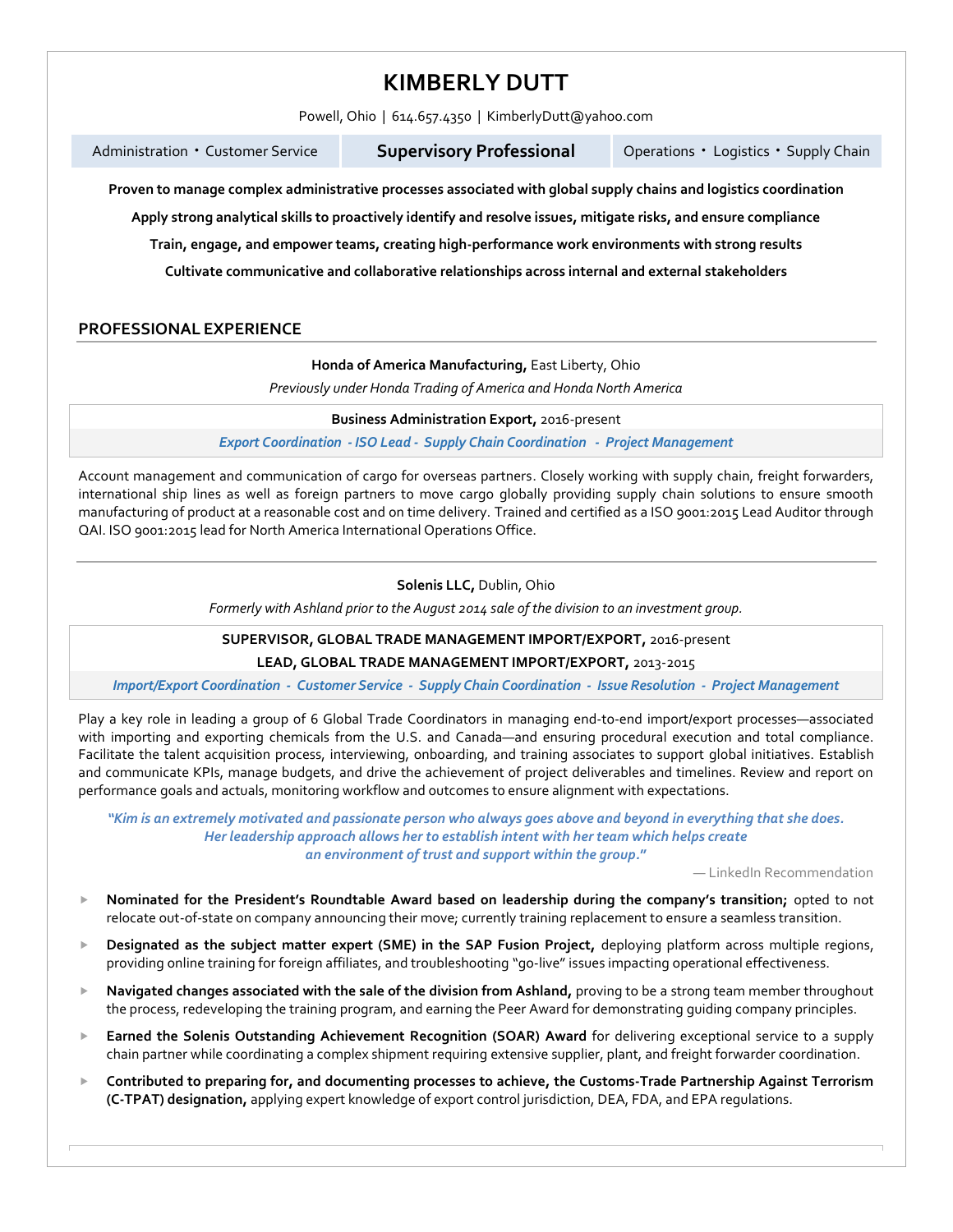# KIMBERLY DUTT

Powell, Ohio | 614.657.4350 | KimberlyDutt@yahoo.com

Administration • Customer Service | **Supervisory Professional** | Operations • Logistics • Supply Chain

**Proven to manage complex administrative processes associated with global supply chains and logistics coordination**

**Apply strong analytical skills to proactively identify and resolve issues, mitigate risks, and ensure compliance**

**Train, engage, and empower teams, creating high-performance work environments with strong results**

**Cultivate communicative and collaborative relationships across internal and external stakeholders**

## PROFESSIONAL EXPERIENCE

**Honda of America Manufacturing,** East Liberty, Ohio

*Previously under Honda Trading of America and Honda North America*

**Business Administration Export,** 2016-present

*Export Coordination - ISO Lead - Supply Chain Coordination - Project Management*

Account management and communication of cargo for overseas partners. Closely working with supply chain, freight forwarders, international ship lines as well as foreign partners to move cargo globally providing supply chain solutions to ensure smooth manufacturing of product at a reasonable cost and on time delivery. Trained and certified as a ISO 9001:2015 Lead Auditor through QAI. ISO 9001:2015 lead for North America International Operations Office.

---

**Solenis LLC,** Dublin, Ohio

*Formerly with Ashland prior to the August 2014 sale of the division to an investment group.*

**SUPERVISOR, GLOBAL TRADE MANAGEMENT IMPORT/EXPORT,** 2016-present

**LEAD, GLOBAL TRADE MANAGEMENT IMPORT/EXPORT,** 2013-2015

*Import/Export Coordination - Customer Service - Supply Chain Coordination - Issue Resolution - Project Management*

Play a key role in leading a group of 6 Global Trade Coordinators in managing end-to-end import/export processes—associated with importing and exporting chemicals from the U.S. and Canada—and ensuring procedural execution and total compliance. Facilitate the talent acquisition process, interviewing, onboarding, and training associates to support global initiatives. Establish and communicate KPIs, manage budgets, and drive the achievement of project deliverables and timelines. Review and report on performance goals and actuals, monitoring workflow and outcomes to ensure alignment with expectations.

> *"Kim is an extremely motivated and passionate person who always goes above and beyond in everything that she does. Her leadership approach allows her to establish intent with her team which helps create an environment of trust and support within the group."*
>
> — LinkedIn Recommendation

- **Nominated for the President's Roundtable Award based on leadership during the company's transition;** opted to not relocate out-of-state on company announcing their move; currently training replacement to ensure a seamless transition.
- **Designated as the subject matter expert (SME) in the SAP Fusion Project,** deploying platform across multiple regions, providing online training for foreign affiliates, and troubleshooting "go-live" issues impacting operational effectiveness.
- **Navigated changes associated with the sale of the division from Ashland,** proving to be a strong team member throughout the process, redeveloping the training program, and earning the Peer Award for demonstrating guiding company principles.
- **Earned the Solenis Outstanding Achievement Recognition (SOAR) Award** for delivering exceptional service to a supply chain partner while coordinating a complex shipment requiring extensive supplier, plant, and freight forwarder coordination.
- **Contributed to preparing for, and documenting processes to achieve, the Customs-Trade Partnership Against Terrorism (C-TPAT) designation,** applying expert knowledge of export control jurisdiction, DEA, FDA, and EPA regulations.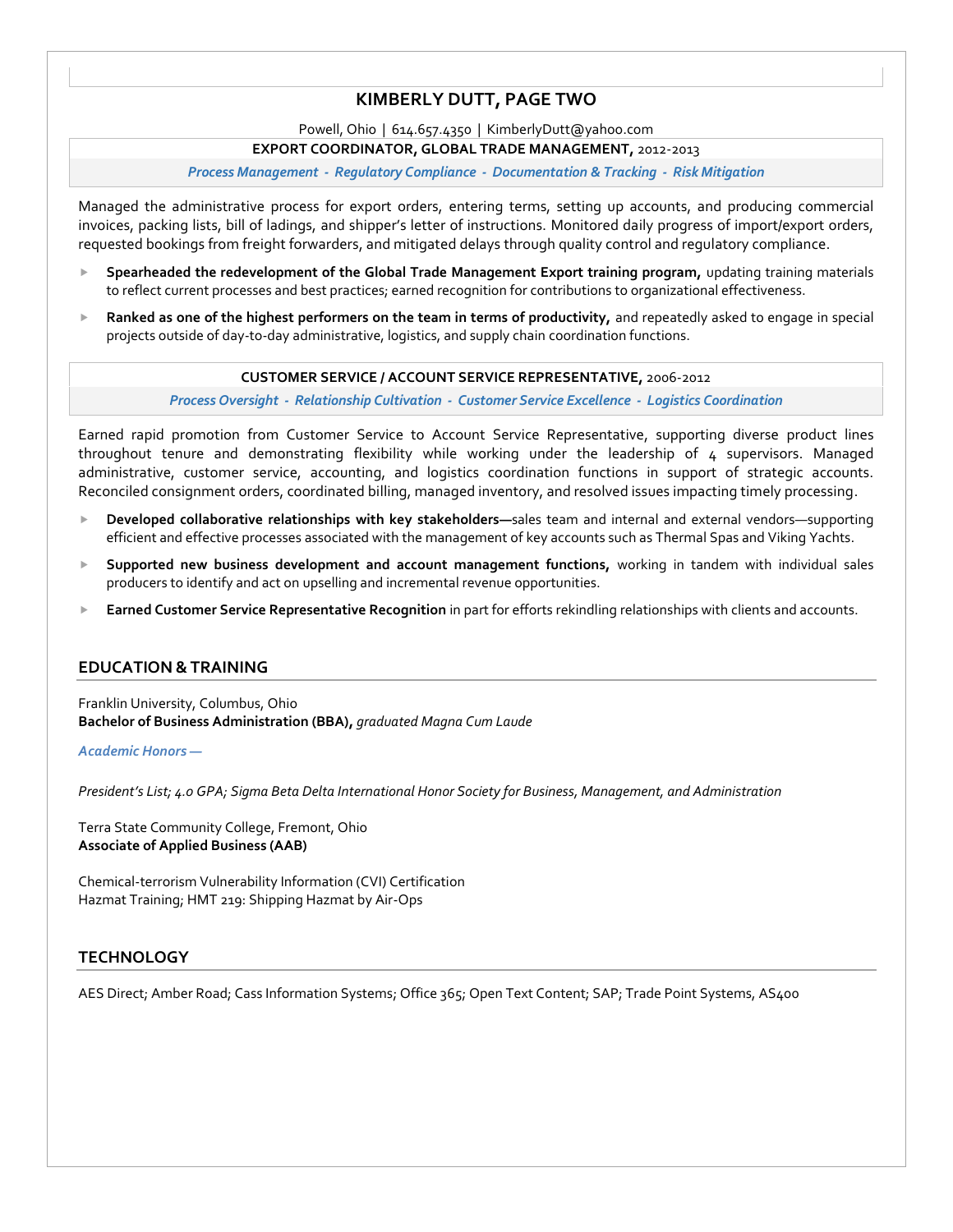## KIMBERLY DUTT, PAGE TWO

Powell, Ohio | 614.657.4350 | KimberlyDutt@yahoo.com

**EXPORT COORDINATOR, GLOBAL TRADE MANAGEMENT,** 2012-2013

*Process Management - Regulatory Compliance - Documentation & Tracking - Risk Mitigation*

Managed the administrative process for export orders, entering terms, setting up accounts, and producing commercial invoices, packing lists, bill of ladings, and shipper's letter of instructions. Monitored daily progress of import/export orders, requested bookings from freight forwarders, and mitigated delays through quality control and regulatory compliance.

- **Spearheaded the redevelopment of the Global Trade Management Export training program,** updating training materials to reflect current processes and best practices; earned recognition for contributions to organizational effectiveness.
- **Ranked as one of the highest performers on the team in terms of productivity,** and repeatedly asked to engage in special projects outside of day-to-day administrative, logistics, and supply chain coordination functions.

**CUSTOMER SERVICE / ACCOUNT SERVICE REPRESENTATIVE,** 2006-2012

*Process Oversight - Relationship Cultivation - Customer Service Excellence - Logistics Coordination*

Earned rapid promotion from Customer Service to Account Service Representative, supporting diverse product lines throughout tenure and demonstrating flexibility while working under the leadership of 4 supervisors. Managed administrative, customer service, accounting, and logistics coordination functions in support of strategic accounts. Reconciled consignment orders, coordinated billing, managed inventory, and resolved issues impacting timely processing.

- **Developed collaborative relationships with key stakeholders—**sales team and internal and external vendors—supporting efficient and effective processes associated with the management of key accounts such as Thermal Spas and Viking Yachts.
- **Supported new business development and account management functions,** working in tandem with individual sales producers to identify and act on upselling and incremental revenue opportunities.
- **Earned Customer Service Representative Recognition** in part for efforts rekindling relationships with clients and accounts.

## EDUCATION & TRAINING

Franklin University, Columbus, Ohio
**Bachelor of Business Administration (BBA),** *graduated Magna Cum Laude*

*Academic Honors —*

*President's List; 4.0 GPA; Sigma Beta Delta International Honor Society for Business, Management, and Administration*

Terra State Community College, Fremont, Ohio
**Associate of Applied Business (AAB)**

Chemical-terrorism Vulnerability Information (CVI) Certification
Hazmat Training; HMT 219: Shipping Hazmat by Air-Ops

## TECHNOLOGY

AES Direct; Amber Road; Cass Information Systems; Office 365; Open Text Content; SAP; Trade Point Systems, AS400